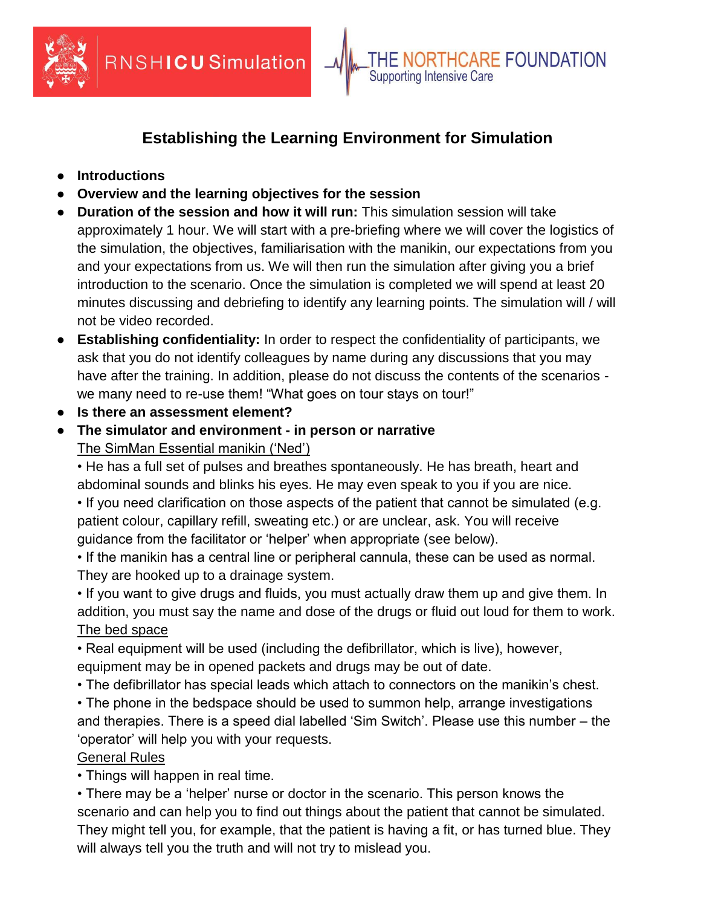RNSH ICU Simulation

THE NORTHCARE FOUNDATION
Supporting Intensive Care

# Establishing the Learning Environment for Simulation

- **Introductions**
- **Overview and the learning objectives for the session**
- **Duration of the session and how it will run:** This simulation session will take approximately 1 hour. We will start with a pre-briefing where we will cover the logistics of the simulation, the objectives, familiarisation with the manikin, our expectations from you and your expectations from us. We will then run the simulation after giving you a brief introduction to the scenario. Once the simulation is completed we will spend at least 20 minutes discussing and debriefing to identify any learning points. The simulation will / will not be video recorded.
- **Establishing confidentiality:** In order to respect the confidentiality of participants, we ask that you do not identify colleagues by name during any discussions that you may have after the training. In addition, please do not discuss the contents of the scenarios - we many need to re-use them! “What goes on tour stays on tour!”
- **Is there an assessment element?**
- **The simulator and environment - in person or narrative**

  The SimMan Essential manikin (‘Ned’)

  • He has a full set of pulses and breathes spontaneously. He has breath, heart and abdominal sounds and blinks his eyes. He may even speak to you if you are nice.

  • If you need clarification on those aspects of the patient that cannot be simulated (e.g. patient colour, capillary refill, sweating etc.) or are unclear, ask. You will receive guidance from the facilitator or ‘helper’ when appropriate (see below).

  • If the manikin has a central line or peripheral cannula, these can be used as normal. They are hooked up to a drainage system.

  • If you want to give drugs and fluids, you must actually draw them up and give them. In addition, you must say the name and dose of the drugs or fluid out loud for them to work.

  The bed space

  • Real equipment will be used (including the defibrillator, which is live), however, equipment may be in opened packets and drugs may be out of date.

  • The defibrillator has special leads which attach to connectors on the manikin’s chest.

  • The phone in the bedspace should be used to summon help, arrange investigations and therapies. There is a speed dial labelled ‘Sim Switch’. Please use this number – the ‘operator’ will help you with your requests.

  General Rules

  • Things will happen in real time.

  • There may be a ‘helper’ nurse or doctor in the scenario. This person knows the scenario and can help you to find out things about the patient that cannot be simulated. They might tell you, for example, that the patient is having a fit, or has turned blue. They will always tell you the truth and will not try to mislead you.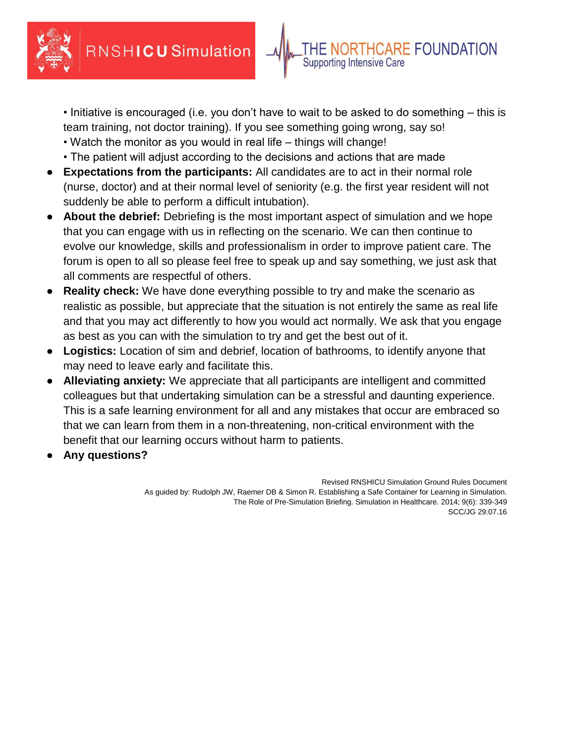- Initiative is encouraged (i.e. you don't have to wait to be asked to do something – this is team training, not doctor training). If you see something going wrong, say so!
- Watch the monitor as you would in real life – things will change!
- The patient will adjust according to the decisions and actions that are made

- **Expectations from the participants:** All candidates are to act in their normal role (nurse, doctor) and at their normal level of seniority (e.g. the first year resident will not suddenly be able to perform a difficult intubation).
- **About the debrief:** Debriefing is the most important aspect of simulation and we hope that you can engage with us in reflecting on the scenario. We can then continue to evolve our knowledge, skills and professionalism in order to improve patient care. The forum is open to all so please feel free to speak up and say something, we just ask that all comments are respectful of others.
- **Reality check:** We have done everything possible to try and make the scenario as realistic as possible, but appreciate that the situation is not entirely the same as real life and that you may act differently to how you would act normally. We ask that you engage as best as you can with the simulation to try and get the best out of it.
- **Logistics:** Location of sim and debrief, location of bathrooms, to identify anyone that may need to leave early and facilitate this.
- **Alleviating anxiety:** We appreciate that all participants are intelligent and committed colleagues but that undertaking simulation can be a stressful and daunting experience. This is a safe learning environment for all and any mistakes that occur are embraced so that we can learn from them in a non-threatening, non-critical environment with the benefit that our learning occurs without harm to patients.
- **Any questions?**

Revised RNSHICU Simulation Ground Rules Document
As guided by: Rudolph JW, Raemer DB & Simon R. Establishing a Safe Container for Learning in Simulation. The Role of Pre-Simulation Briefing. Simulation in Healthcare. 2014; 9(6): 339-349
SCC/JG 29.07.16